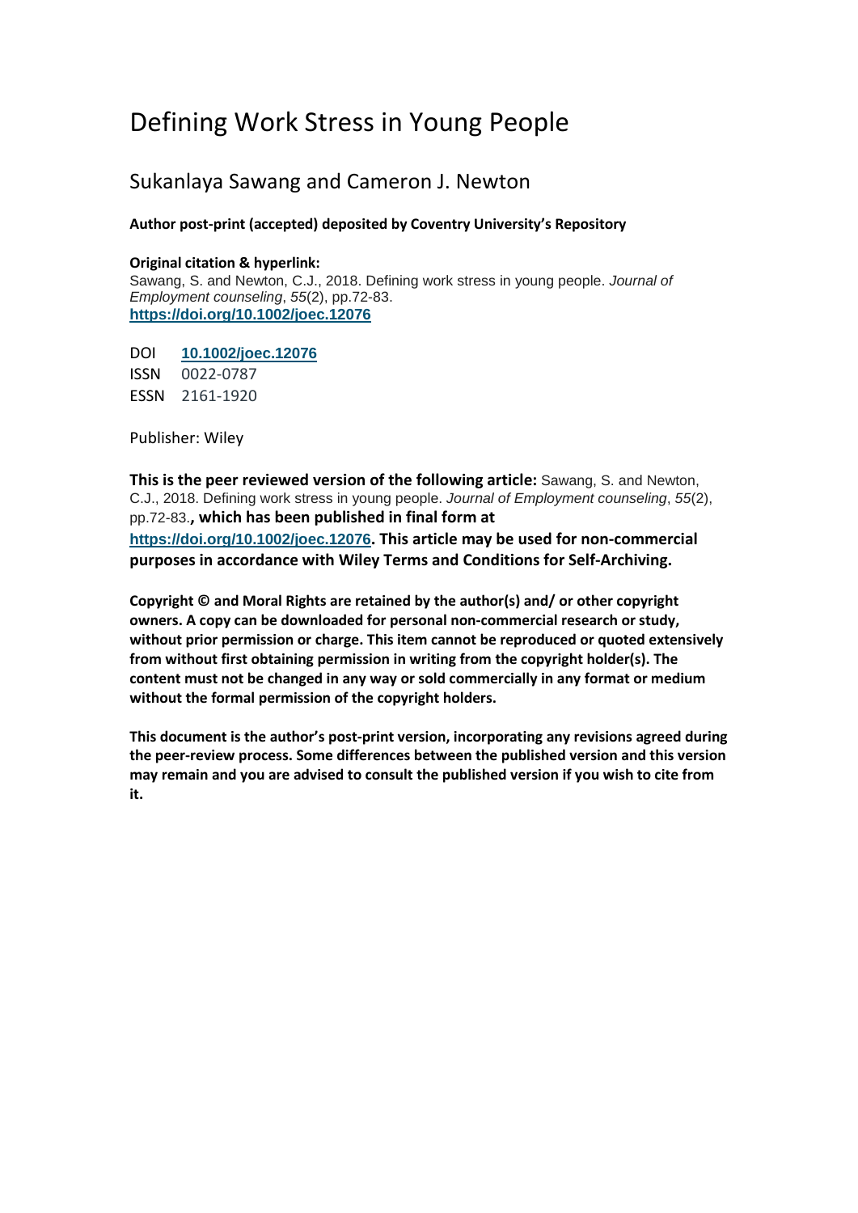# Defining Work Stress in Young People

## Sukanlaya Sawang and Cameron J. Newton

**Author post-print (accepted) deposited by Coventry University's Repository**

**Original citation & hyperlink:**
Sawang, S. and Newton, C.J., 2018. Defining work stress in young people. *Journal of Employment counseling*, *55*(2), pp.72-83.
**https://doi.org/10.1002/joec.12076**

DOI **10.1002/joec.12076**
ISSN 0022-0787
ESSN 2161-1920

Publisher: Wiley

**This is the peer reviewed version of the following article:** Sawang, S. and Newton, C.J., 2018. Defining work stress in young people. *Journal of Employment counseling*, *55*(2), pp.72-83.**, which has been published in final form at https://doi.org/10.1002/joec.12076. This article may be used for non-commercial purposes in accordance with Wiley Terms and Conditions for Self-Archiving.**

**Copyright © and Moral Rights are retained by the author(s) and/ or other copyright owners. A copy can be downloaded for personal non-commercial research or study, without prior permission or charge. This item cannot be reproduced or quoted extensively from without first obtaining permission in writing from the copyright holder(s). The content must not be changed in any way or sold commercially in any format or medium without the formal permission of the copyright holders.**

**This document is the author's post-print version, incorporating any revisions agreed during the peer-review process. Some differences between the published version and this version may remain and you are advised to consult the published version if you wish to cite from it.**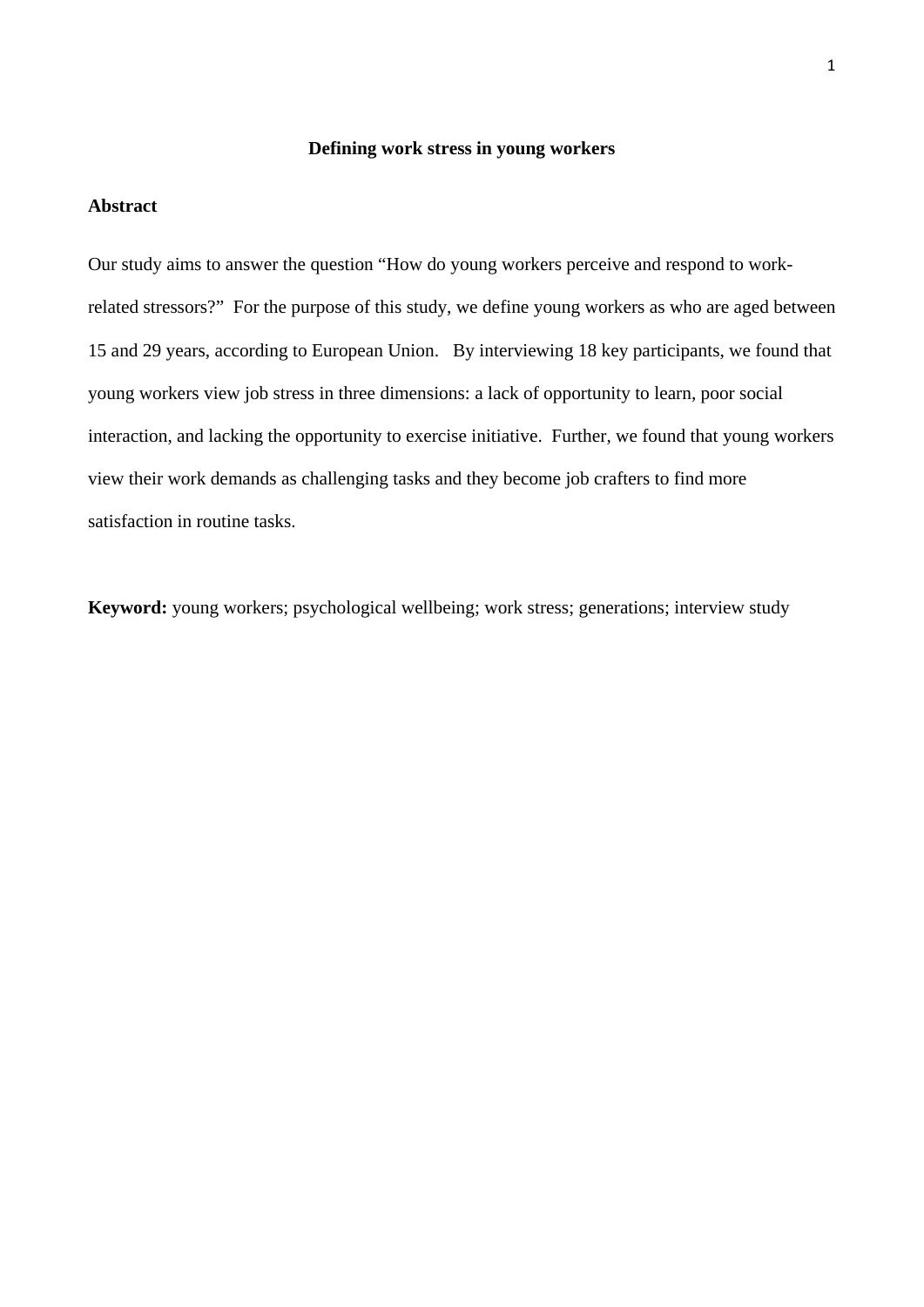# Defining work stress in young workers

## Abstract

Our study aims to answer the question "How do young workers perceive and respond to work-related stressors?" For the purpose of this study, we define young workers as who are aged between 15 and 29 years, according to European Union. By interviewing 18 key participants, we found that young workers view job stress in three dimensions: a lack of opportunity to learn, poor social interaction, and lacking the opportunity to exercise initiative. Further, we found that young workers view their work demands as challenging tasks and they become job crafters to find more satisfaction in routine tasks.

**Keyword:** young workers; psychological wellbeing; work stress; generations; interview study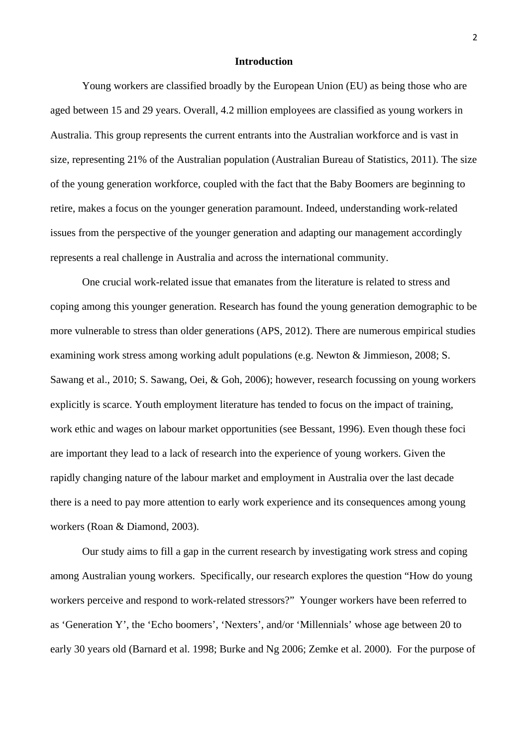## Introduction

Young workers are classified broadly by the European Union (EU) as being those who are aged between 15 and 29 years. Overall, 4.2 million employees are classified as young workers in Australia. This group represents the current entrants into the Australian workforce and is vast in size, representing 21% of the Australian population (Australian Bureau of Statistics, 2011). The size of the young generation workforce, coupled with the fact that the Baby Boomers are beginning to retire, makes a focus on the younger generation paramount. Indeed, understanding work-related issues from the perspective of the younger generation and adapting our management accordingly represents a real challenge in Australia and across the international community.

One crucial work-related issue that emanates from the literature is related to stress and coping among this younger generation. Research has found the young generation demographic to be more vulnerable to stress than older generations (APS, 2012). There are numerous empirical studies examining work stress among working adult populations (e.g. Newton & Jimmieson, 2008; S. Sawang et al., 2010; S. Sawang, Oei, & Goh, 2006); however, research focussing on young workers explicitly is scarce. Youth employment literature has tended to focus on the impact of training, work ethic and wages on labour market opportunities (see Bessant, 1996). Even though these foci are important they lead to a lack of research into the experience of young workers. Given the rapidly changing nature of the labour market and employment in Australia over the last decade there is a need to pay more attention to early work experience and its consequences among young workers (Roan & Diamond, 2003).

Our study aims to fill a gap in the current research by investigating work stress and coping among Australian young workers. Specifically, our research explores the question "How do young workers perceive and respond to work-related stressors?" Younger workers have been referred to as 'Generation Y', the 'Echo boomers', 'Nexters', and/or 'Millennials' whose age between 20 to early 30 years old (Barnard et al. 1998; Burke and Ng 2006; Zemke et al. 2000). For the purpose of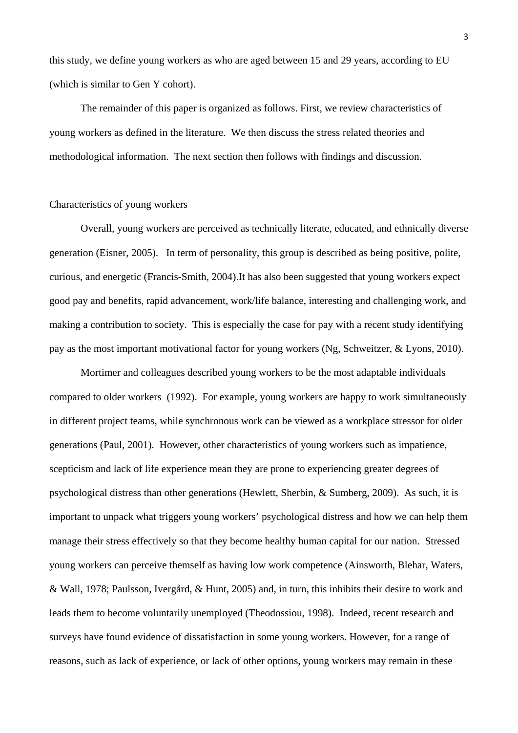this study, we define young workers as who are aged between 15 and 29 years, according to EU (which is similar to Gen Y cohort).

The remainder of this paper is organized as follows. First, we review characteristics of young workers as defined in the literature. We then discuss the stress related theories and methodological information. The next section then follows with findings and discussion.

## Characteristics of young workers

Overall, young workers are perceived as technically literate, educated, and ethnically diverse generation (Eisner, 2005). In term of personality, this group is described as being positive, polite, curious, and energetic (Francis-Smith, 2004).It has also been suggested that young workers expect good pay and benefits, rapid advancement, work/life balance, interesting and challenging work, and making a contribution to society. This is especially the case for pay with a recent study identifying pay as the most important motivational factor for young workers (Ng, Schweitzer, & Lyons, 2010).

Mortimer and colleagues described young workers to be the most adaptable individuals compared to older workers (1992). For example, young workers are happy to work simultaneously in different project teams, while synchronous work can be viewed as a workplace stressor for older generations (Paul, 2001). However, other characteristics of young workers such as impatience, scepticism and lack of life experience mean they are prone to experiencing greater degrees of psychological distress than other generations (Hewlett, Sherbin, & Sumberg, 2009). As such, it is important to unpack what triggers young workers' psychological distress and how we can help them manage their stress effectively so that they become healthy human capital for our nation. Stressed young workers can perceive themself as having low work competence (Ainsworth, Blehar, Waters, & Wall, 1978; Paulsson, Ivergård, & Hunt, 2005) and, in turn, this inhibits their desire to work and leads them to become voluntarily unemployed (Theodossiou, 1998). Indeed, recent research and surveys have found evidence of dissatisfaction in some young workers. However, for a range of reasons, such as lack of experience, or lack of other options, young workers may remain in these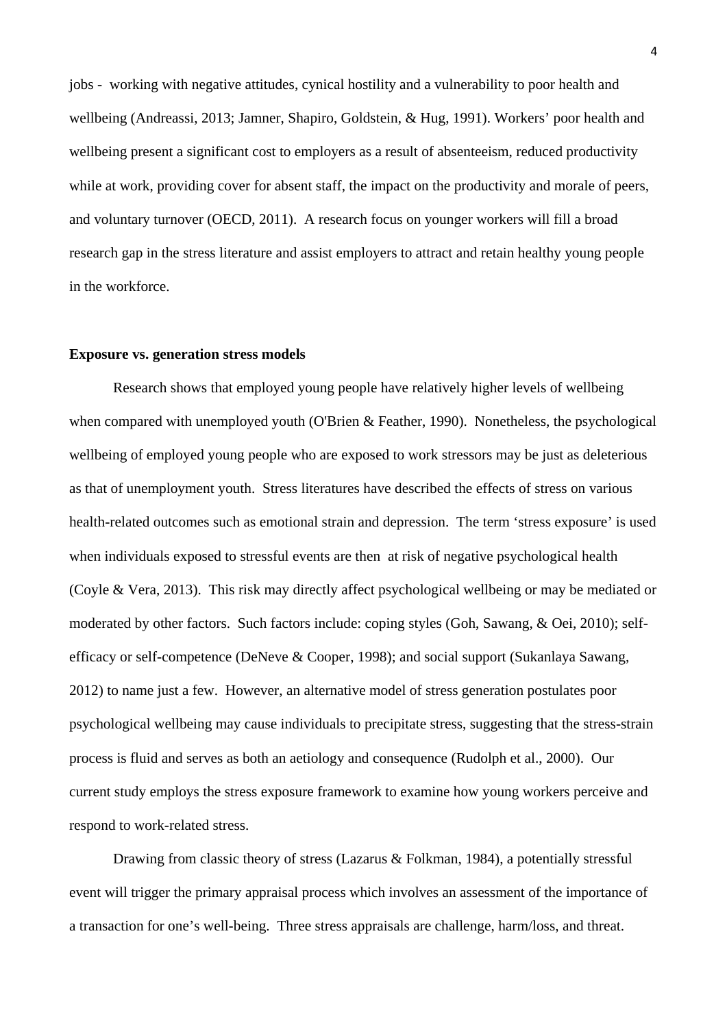jobs - working with negative attitudes, cynical hostility and a vulnerability to poor health and wellbeing (Andreassi, 2013; Jamner, Shapiro, Goldstein, & Hug, 1991). Workers' poor health and wellbeing present a significant cost to employers as a result of absenteeism, reduced productivity while at work, providing cover for absent staff, the impact on the productivity and morale of peers, and voluntary turnover (OECD, 2011). A research focus on younger workers will fill a broad research gap in the stress literature and assist employers to attract and retain healthy young people in the workforce.

**Exposure vs. generation stress models**

Research shows that employed young people have relatively higher levels of wellbeing when compared with unemployed youth (O'Brien & Feather, 1990). Nonetheless, the psychological wellbeing of employed young people who are exposed to work stressors may be just as deleterious as that of unemployment youth. Stress literatures have described the effects of stress on various health-related outcomes such as emotional strain and depression. The term 'stress exposure' is used when individuals exposed to stressful events are then at risk of negative psychological health (Coyle & Vera, 2013). This risk may directly affect psychological wellbeing or may be mediated or moderated by other factors. Such factors include: coping styles (Goh, Sawang, & Oei, 2010); self-efficacy or self-competence (DeNeve & Cooper, 1998); and social support (Sukanlaya Sawang, 2012) to name just a few. However, an alternative model of stress generation postulates poor psychological wellbeing may cause individuals to precipitate stress, suggesting that the stress-strain process is fluid and serves as both an aetiology and consequence (Rudolph et al., 2000). Our current study employs the stress exposure framework to examine how young workers perceive and respond to work-related stress.

Drawing from classic theory of stress (Lazarus & Folkman, 1984), a potentially stressful event will trigger the primary appraisal process which involves an assessment of the importance of a transaction for one's well-being. Three stress appraisals are challenge, harm/loss, and threat.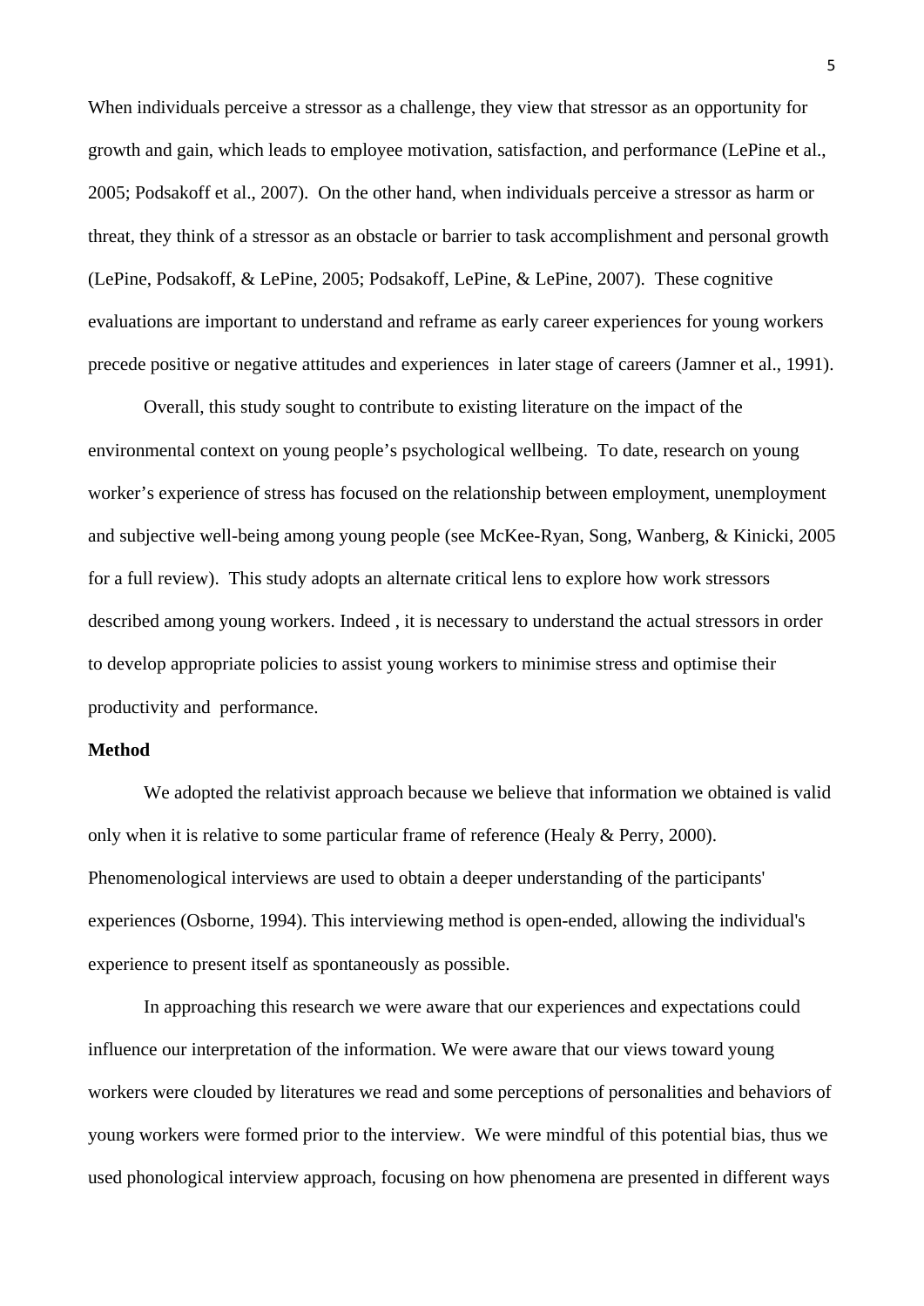When individuals perceive a stressor as a challenge, they view that stressor as an opportunity for growth and gain, which leads to employee motivation, satisfaction, and performance (LePine et al., 2005; Podsakoff et al., 2007). On the other hand, when individuals perceive a stressor as harm or threat, they think of a stressor as an obstacle or barrier to task accomplishment and personal growth (LePine, Podsakoff, & LePine, 2005; Podsakoff, LePine, & LePine, 2007). These cognitive evaluations are important to understand and reframe as early career experiences for young workers precede positive or negative attitudes and experiences in later stage of careers (Jamner et al., 1991).

Overall, this study sought to contribute to existing literature on the impact of the environmental context on young people's psychological wellbeing. To date, research on young worker's experience of stress has focused on the relationship between employment, unemployment and subjective well-being among young people (see McKee-Ryan, Song, Wanberg, & Kinicki, 2005 for a full review). This study adopts an alternate critical lens to explore how work stressors described among young workers. Indeed , it is necessary to understand the actual stressors in order to develop appropriate policies to assist young workers to minimise stress and optimise their productivity and performance.

**Method**

We adopted the relativist approach because we believe that information we obtained is valid only when it is relative to some particular frame of reference (Healy & Perry, 2000). Phenomenological interviews are used to obtain a deeper understanding of the participants' experiences (Osborne, 1994). This interviewing method is open-ended, allowing the individual's experience to present itself as spontaneously as possible.

In approaching this research we were aware that our experiences and expectations could influence our interpretation of the information. We were aware that our views toward young workers were clouded by literatures we read and some perceptions of personalities and behaviors of young workers were formed prior to the interview. We were mindful of this potential bias, thus we used phonological interview approach, focusing on how phenomena are presented in different ways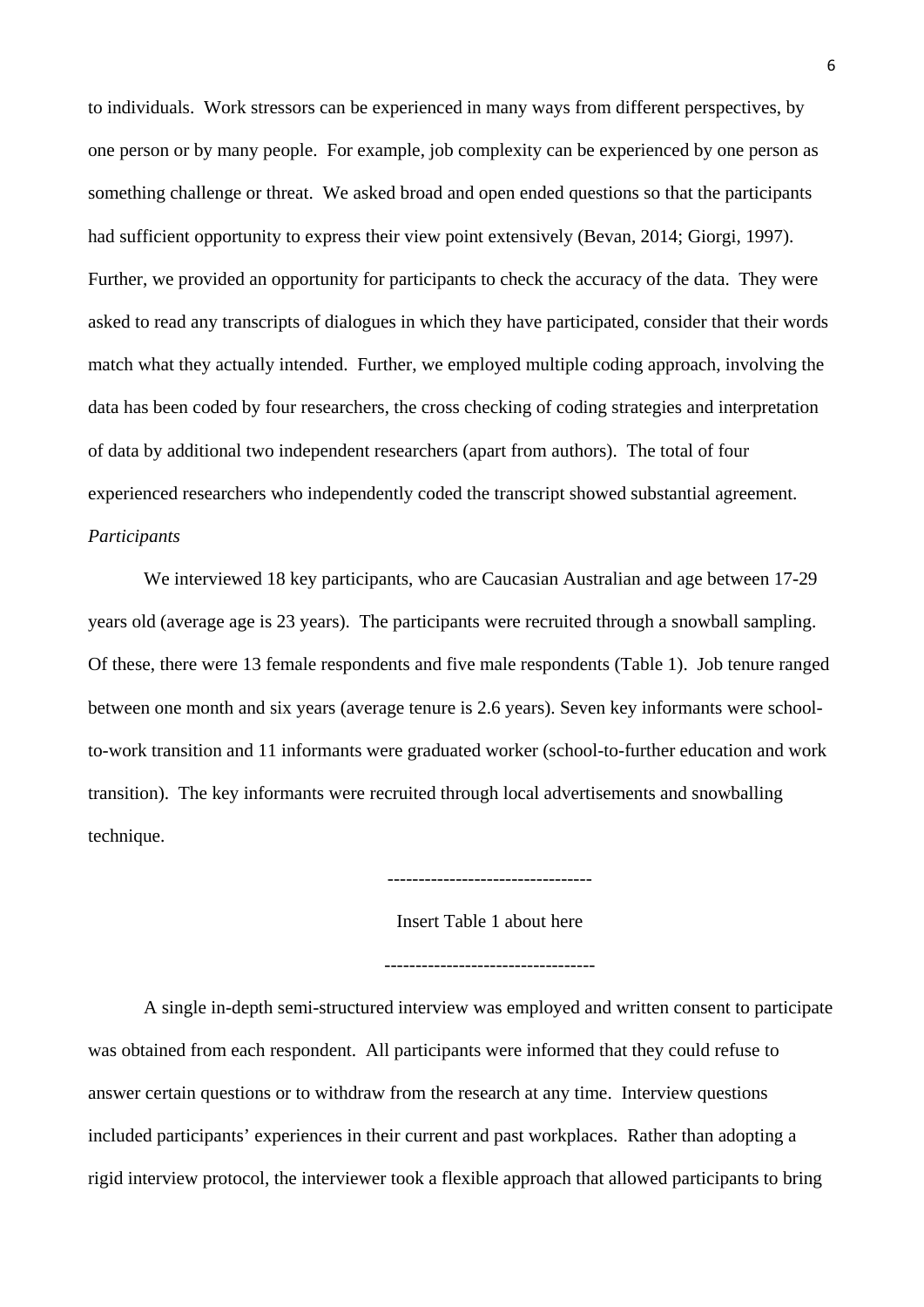to individuals. Work stressors can be experienced in many ways from different perspectives, by one person or by many people. For example, job complexity can be experienced by one person as something challenge or threat. We asked broad and open ended questions so that the participants had sufficient opportunity to express their view point extensively (Bevan, 2014; Giorgi, 1997). Further, we provided an opportunity for participants to check the accuracy of the data. They were asked to read any transcripts of dialogues in which they have participated, consider that their words match what they actually intended. Further, we employed multiple coding approach, involving the data has been coded by four researchers, the cross checking of coding strategies and interpretation of data by additional two independent researchers (apart from authors). The total of four experienced researchers who independently coded the transcript showed substantial agreement.

*Participants*

We interviewed 18 key participants, who are Caucasian Australian and age between 17-29 years old (average age is 23 years). The participants were recruited through a snowball sampling. Of these, there were 13 female respondents and five male respondents (Table 1). Job tenure ranged between one month and six years (average tenure is 2.6 years). Seven key informants were school-to-work transition and 11 informants were graduated worker (school-to-further education and work transition). The key informants were recruited through local advertisements and snowballing technique.

--------------------------------

Insert Table 1 about here

---------------------------------

A single in-depth semi-structured interview was employed and written consent to participate was obtained from each respondent. All participants were informed that they could refuse to answer certain questions or to withdraw from the research at any time. Interview questions included participants' experiences in their current and past workplaces. Rather than adopting a rigid interview protocol, the interviewer took a flexible approach that allowed participants to bring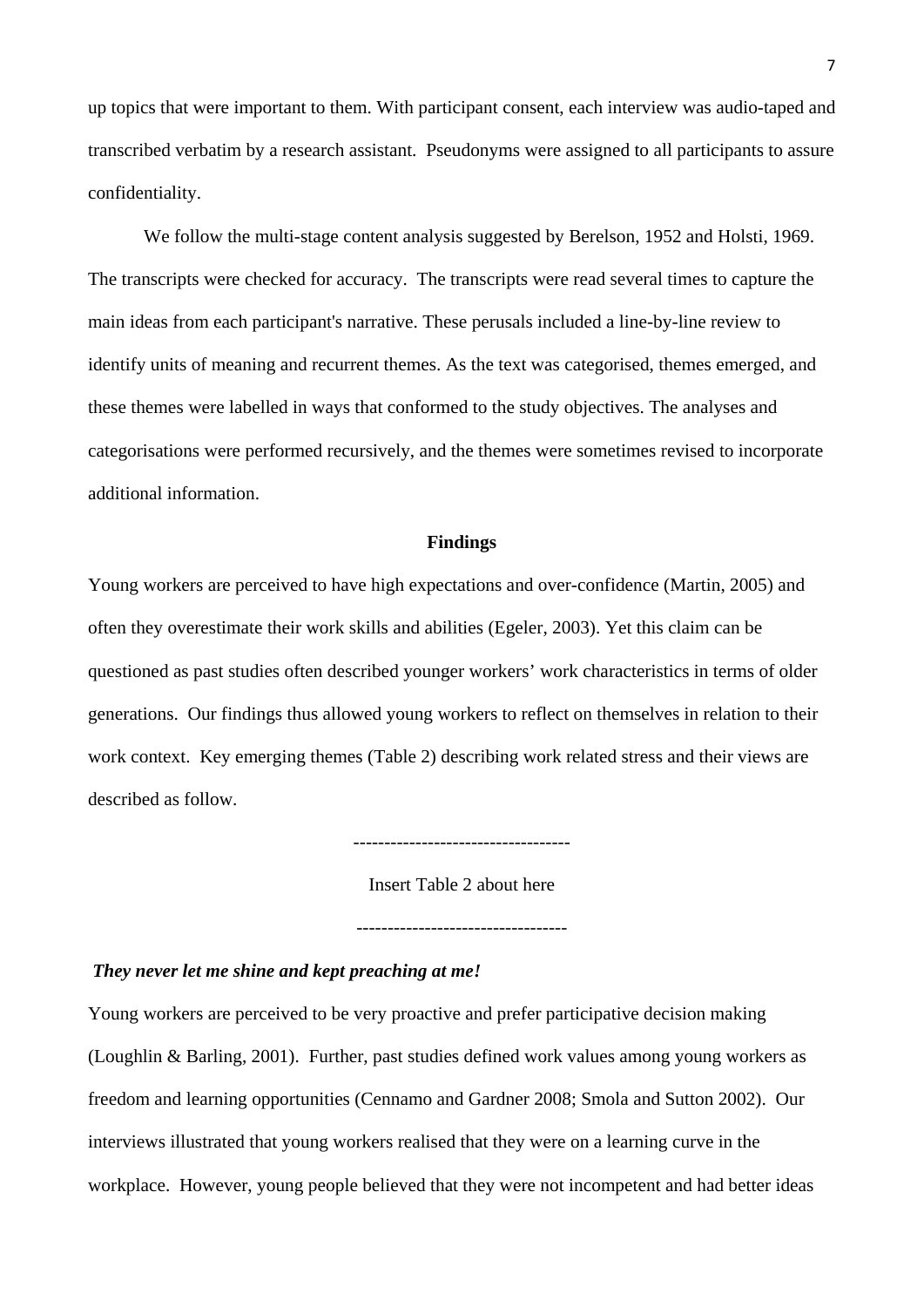up topics that were important to them. With participant consent, each interview was audio-taped and transcribed verbatim by a research assistant. Pseudonyms were assigned to all participants to assure confidentiality.

We follow the multi-stage content analysis suggested by Berelson, 1952 and Holsti, 1969. The transcripts were checked for accuracy. The transcripts were read several times to capture the main ideas from each participant's narrative. These perusals included a line-by-line review to identify units of meaning and recurrent themes. As the text was categorised, themes emerged, and these themes were labelled in ways that conformed to the study objectives. The analyses and categorisations were performed recursively, and the themes were sometimes revised to incorporate additional information.

## Findings

Young workers are perceived to have high expectations and over-confidence (Martin, 2005) and often they overestimate their work skills and abilities (Egeler, 2003). Yet this claim can be questioned as past studies often described younger workers' work characteristics in terms of older generations. Our findings thus allowed young workers to reflect on themselves in relation to their work context. Key emerging themes (Table 2) describing work related stress and their views are described as follow.

----------------------------------

Insert Table 2 about here

---------------------------------

***They never let me shine and kept preaching at me!***

Young workers are perceived to be very proactive and prefer participative decision making (Loughlin & Barling, 2001). Further, past studies defined work values among young workers as freedom and learning opportunities (Cennamo and Gardner 2008; Smola and Sutton 2002). Our interviews illustrated that young workers realised that they were on a learning curve in the workplace. However, young people believed that they were not incompetent and had better ideas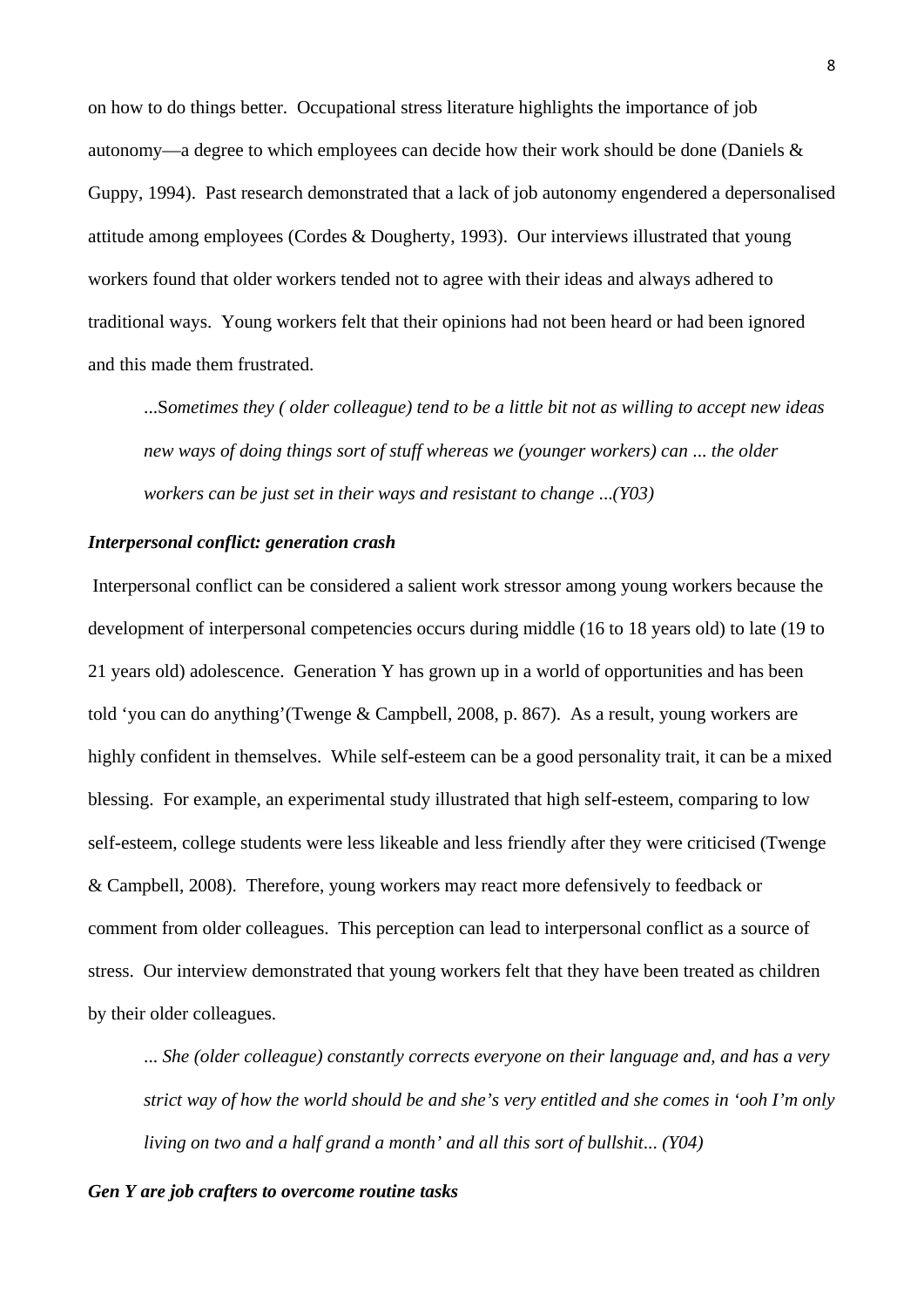on how to do things better. Occupational stress literature highlights the importance of job autonomy—a degree to which employees can decide how their work should be done (Daniels & Guppy, 1994). Past research demonstrated that a lack of job autonomy engendered a depersonalised attitude among employees (Cordes & Dougherty, 1993). Our interviews illustrated that young workers found that older workers tended not to agree with their ideas and always adhered to traditional ways. Young workers felt that their opinions had not been heard or had been ignored and this made them frustrated.

> ...S*ometimes they ( older colleague) tend to be a little bit not as willing to accept new ideas new ways of doing things sort of stuff whereas we (younger workers) can ... the older workers can be just set in their ways and resistant to change ...(Y03)*

***Interpersonal conflict: generation crash***

Interpersonal conflict can be considered a salient work stressor among young workers because the development of interpersonal competencies occurs during middle (16 to 18 years old) to late (19 to 21 years old) adolescence. Generation Y has grown up in a world of opportunities and has been told 'you can do anything'(Twenge & Campbell, 2008, p. 867). As a result, young workers are highly confident in themselves. While self-esteem can be a good personality trait, it can be a mixed blessing. For example, an experimental study illustrated that high self-esteem, comparing to low self-esteem, college students were less likeable and less friendly after they were criticised (Twenge & Campbell, 2008). Therefore, young workers may react more defensively to feedback or comment from older colleagues. This perception can lead to interpersonal conflict as a source of stress. Our interview demonstrated that young workers felt that they have been treated as children by their older colleagues.

> *... She (older colleague) constantly corrects everyone on their language and, and has a very strict way of how the world should be and she's very entitled and she comes in 'ooh I'm only living on two and a half grand a month' and all this sort of bullshit... (Y04)*

***Gen Y are job crafters to overcome routine tasks***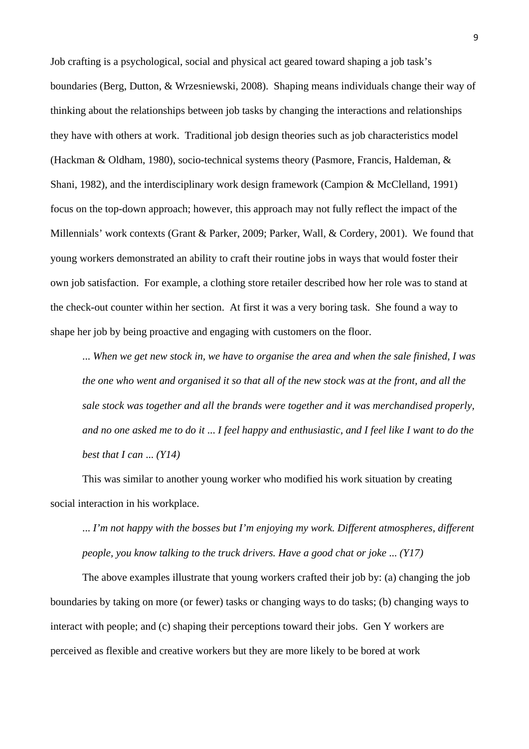Job crafting is a psychological, social and physical act geared toward shaping a job task's boundaries (Berg, Dutton, & Wrzesniewski, 2008). Shaping means individuals change their way of thinking about the relationships between job tasks by changing the interactions and relationships they have with others at work. Traditional job design theories such as job characteristics model (Hackman & Oldham, 1980), socio-technical systems theory (Pasmore, Francis, Haldeman, & Shani, 1982), and the interdisciplinary work design framework (Campion & McClelland, 1991) focus on the top-down approach; however, this approach may not fully reflect the impact of the Millennials' work contexts (Grant & Parker, 2009; Parker, Wall, & Cordery, 2001). We found that young workers demonstrated an ability to craft their routine jobs in ways that would foster their own job satisfaction. For example, a clothing store retailer described how her role was to stand at the check-out counter within her section. At first it was a very boring task. She found a way to shape her job by being proactive and engaging with customers on the floor.

> *... When we get new stock in, we have to organise the area and when the sale finished, I was the one who went and organised it so that all of the new stock was at the front, and all the sale stock was together and all the brands were together and it was merchandised properly, and no one asked me to do it ... I feel happy and enthusiastic, and I feel like I want to do the best that I can ... (Y14)*

This was similar to another young worker who modified his work situation by creating social interaction in his workplace.

> *... I'm not happy with the bosses but I'm enjoying my work. Different atmospheres, different people, you know talking to the truck drivers. Have a good chat or joke ... (Y17)*

The above examples illustrate that young workers crafted their job by: (a) changing the job boundaries by taking on more (or fewer) tasks or changing ways to do tasks; (b) changing ways to interact with people; and (c) shaping their perceptions toward their jobs. Gen Y workers are perceived as flexible and creative workers but they are more likely to be bored at work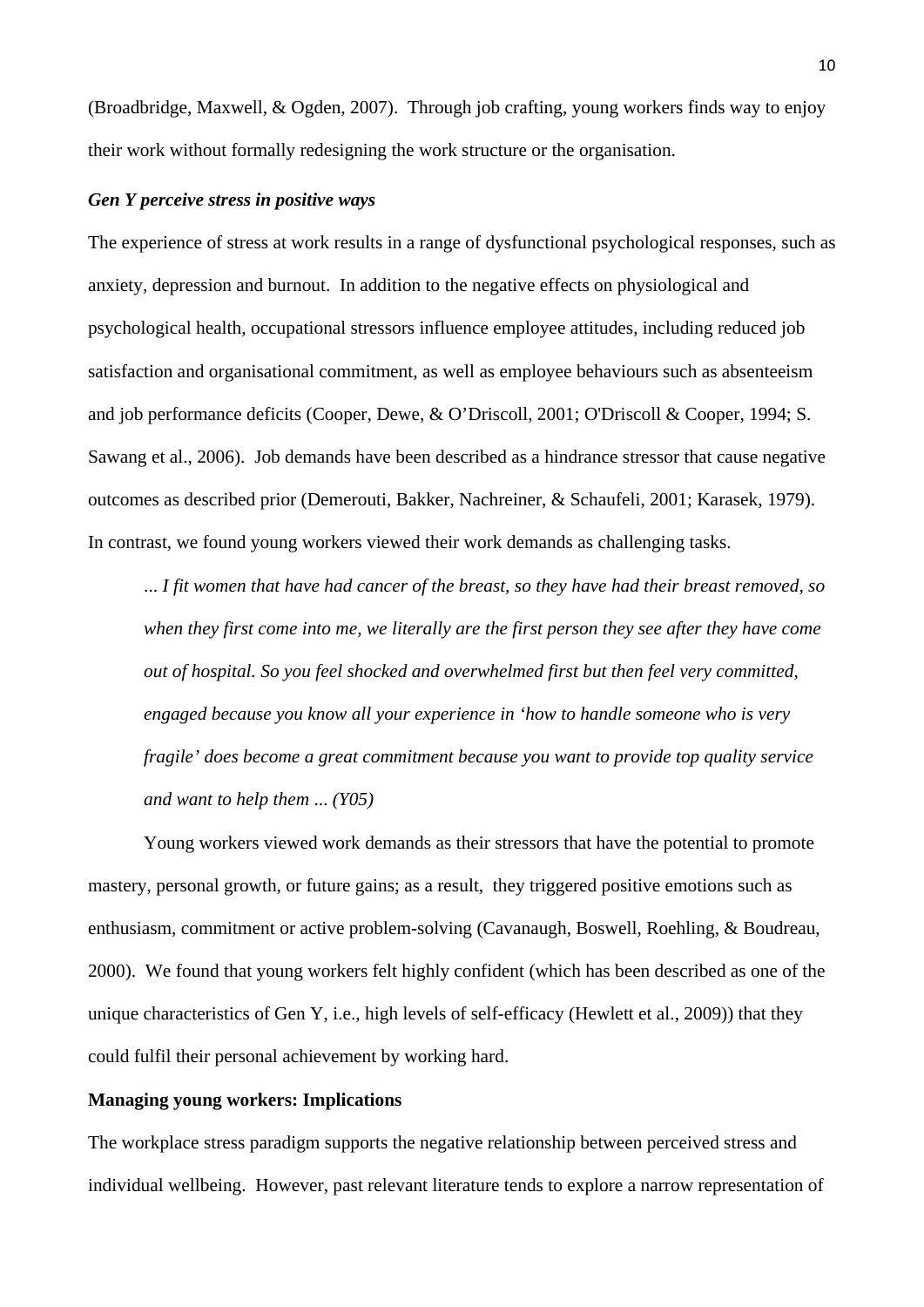(Broadbridge, Maxwell, & Ogden, 2007). Through job crafting, young workers finds way to enjoy their work without formally redesigning the work structure or the organisation.

### *Gen Y perceive stress in positive ways*

The experience of stress at work results in a range of dysfunctional psychological responses, such as anxiety, depression and burnout. In addition to the negative effects on physiological and psychological health, occupational stressors influence employee attitudes, including reduced job satisfaction and organisational commitment, as well as employee behaviours such as absenteeism and job performance deficits (Cooper, Dewe, & O'Driscoll, 2001; O'Driscoll & Cooper, 1994; S. Sawang et al., 2006). Job demands have been described as a hindrance stressor that cause negative outcomes as described prior (Demerouti, Bakker, Nachreiner, & Schaufeli, 2001; Karasek, 1979). In contrast, we found young workers viewed their work demands as challenging tasks.

> *... I fit women that have had cancer of the breast, so they have had their breast removed, so when they first come into me, we literally are the first person they see after they have come out of hospital. So you feel shocked and overwhelmed first but then feel very committed, engaged because you know all your experience in 'how to handle someone who is very fragile' does become a great commitment because you want to provide top quality service and want to help them ... (Y05)*

Young workers viewed work demands as their stressors that have the potential to promote mastery, personal growth, or future gains; as a result, they triggered positive emotions such as enthusiasm, commitment or active problem-solving (Cavanaugh, Boswell, Roehling, & Boudreau, 2000). We found that young workers felt highly confident (which has been described as one of the unique characteristics of Gen Y, i.e., high levels of self-efficacy (Hewlett et al., 2009)) that they could fulfil their personal achievement by working hard.

## **Managing young workers: Implications**

The workplace stress paradigm supports the negative relationship between perceived stress and individual wellbeing. However, past relevant literature tends to explore a narrow representation of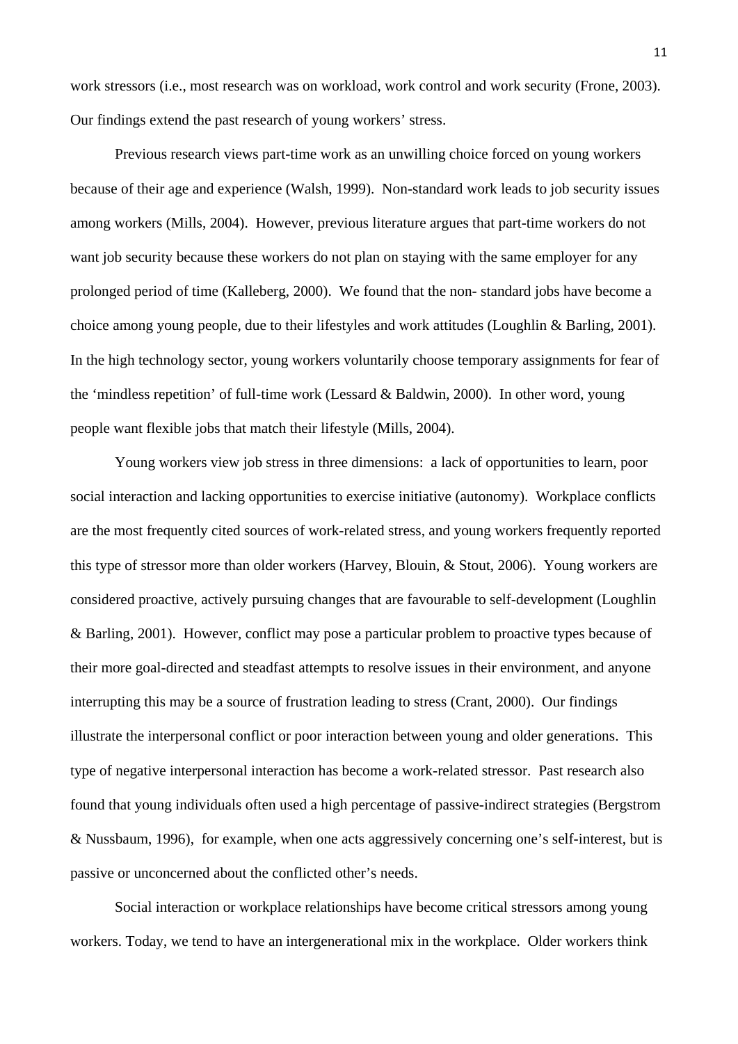work stressors (i.e., most research was on workload, work control and work security (Frone, 2003). Our findings extend the past research of young workers' stress.

Previous research views part-time work as an unwilling choice forced on young workers because of their age and experience (Walsh, 1999). Non-standard work leads to job security issues among workers (Mills, 2004). However, previous literature argues that part-time workers do not want job security because these workers do not plan on staying with the same employer for any prolonged period of time (Kalleberg, 2000). We found that the non- standard jobs have become a choice among young people, due to their lifestyles and work attitudes (Loughlin & Barling, 2001). In the high technology sector, young workers voluntarily choose temporary assignments for fear of the 'mindless repetition' of full-time work (Lessard & Baldwin, 2000). In other word, young people want flexible jobs that match their lifestyle (Mills, 2004).

Young workers view job stress in three dimensions: a lack of opportunities to learn, poor social interaction and lacking opportunities to exercise initiative (autonomy). Workplace conflicts are the most frequently cited sources of work-related stress, and young workers frequently reported this type of stressor more than older workers (Harvey, Blouin, & Stout, 2006). Young workers are considered proactive, actively pursuing changes that are favourable to self-development (Loughlin & Barling, 2001). However, conflict may pose a particular problem to proactive types because of their more goal-directed and steadfast attempts to resolve issues in their environment, and anyone interrupting this may be a source of frustration leading to stress (Crant, 2000). Our findings illustrate the interpersonal conflict or poor interaction between young and older generations. This type of negative interpersonal interaction has become a work-related stressor. Past research also found that young individuals often used a high percentage of passive-indirect strategies (Bergstrom & Nussbaum, 1996), for example, when one acts aggressively concerning one's self-interest, but is passive or unconcerned about the conflicted other's needs.

Social interaction or workplace relationships have become critical stressors among young workers. Today, we tend to have an intergenerational mix in the workplace. Older workers think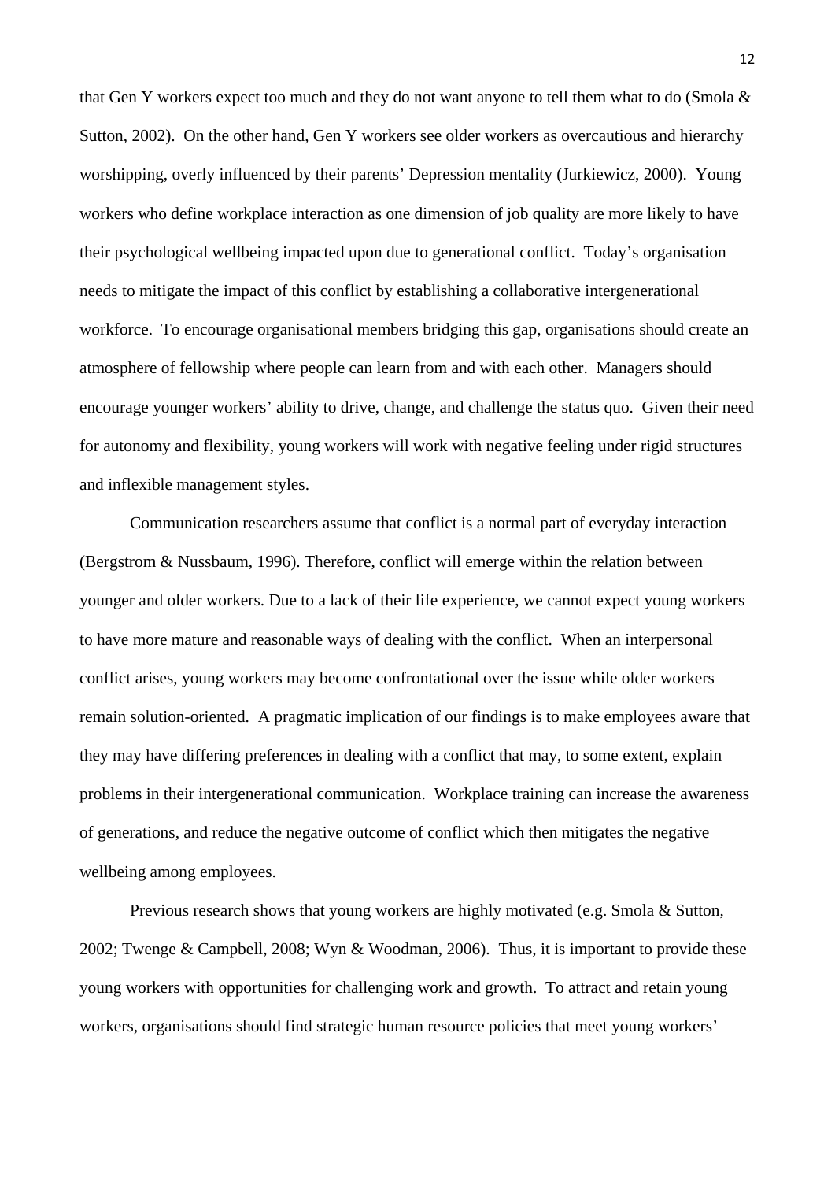that Gen Y workers expect too much and they do not want anyone to tell them what to do (Smola & Sutton, 2002). On the other hand, Gen Y workers see older workers as overcautious and hierarchy worshipping, overly influenced by their parents' Depression mentality (Jurkiewicz, 2000). Young workers who define workplace interaction as one dimension of job quality are more likely to have their psychological wellbeing impacted upon due to generational conflict. Today's organisation needs to mitigate the impact of this conflict by establishing a collaborative intergenerational workforce. To encourage organisational members bridging this gap, organisations should create an atmosphere of fellowship where people can learn from and with each other. Managers should encourage younger workers' ability to drive, change, and challenge the status quo. Given their need for autonomy and flexibility, young workers will work with negative feeling under rigid structures and inflexible management styles.

Communication researchers assume that conflict is a normal part of everyday interaction (Bergstrom & Nussbaum, 1996). Therefore, conflict will emerge within the relation between younger and older workers. Due to a lack of their life experience, we cannot expect young workers to have more mature and reasonable ways of dealing with the conflict. When an interpersonal conflict arises, young workers may become confrontational over the issue while older workers remain solution-oriented. A pragmatic implication of our findings is to make employees aware that they may have differing preferences in dealing with a conflict that may, to some extent, explain problems in their intergenerational communication. Workplace training can increase the awareness of generations, and reduce the negative outcome of conflict which then mitigates the negative wellbeing among employees.

Previous research shows that young workers are highly motivated (e.g. Smola & Sutton, 2002; Twenge & Campbell, 2008; Wyn & Woodman, 2006). Thus, it is important to provide these young workers with opportunities for challenging work and growth. To attract and retain young workers, organisations should find strategic human resource policies that meet young workers'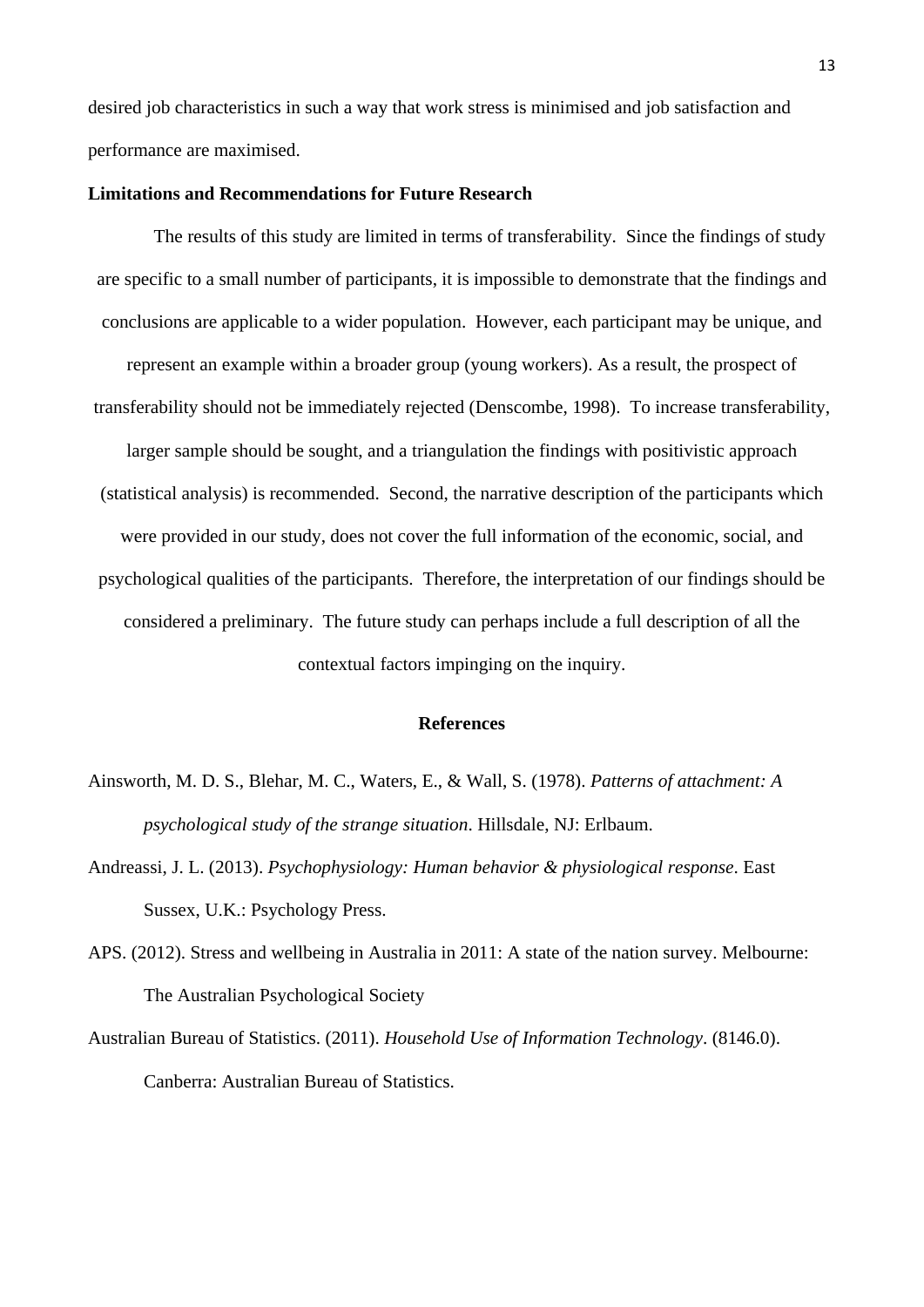desired job characteristics in such a way that work stress is minimised and job satisfaction and performance are maximised.

**Limitations and Recommendations for Future Research**

The results of this study are limited in terms of transferability. Since the findings of study are specific to a small number of participants, it is impossible to demonstrate that the findings and conclusions are applicable to a wider population. However, each participant may be unique, and represent an example within a broader group (young workers). As a result, the prospect of transferability should not be immediately rejected (Denscombe, 1998). To increase transferability, larger sample should be sought, and a triangulation the findings with positivistic approach (statistical analysis) is recommended. Second, the narrative description of the participants which were provided in our study, does not cover the full information of the economic, social, and psychological qualities of the participants. Therefore, the interpretation of our findings should be considered a preliminary. The future study can perhaps include a full description of all the contextual factors impinging on the inquiry.

**References**

Ainsworth, M. D. S., Blehar, M. C., Waters, E., & Wall, S. (1978). *Patterns of attachment: A psychological study of the strange situation*. Hillsdale, NJ: Erlbaum.

Andreassi, J. L. (2013). *Psychophysiology: Human behavior & physiological response*. East Sussex, U.K.: Psychology Press.

APS. (2012). Stress and wellbeing in Australia in 2011: A state of the nation survey. Melbourne: The Australian Psychological Society

Australian Bureau of Statistics. (2011). *Household Use of Information Technology*. (8146.0). Canberra: Australian Bureau of Statistics.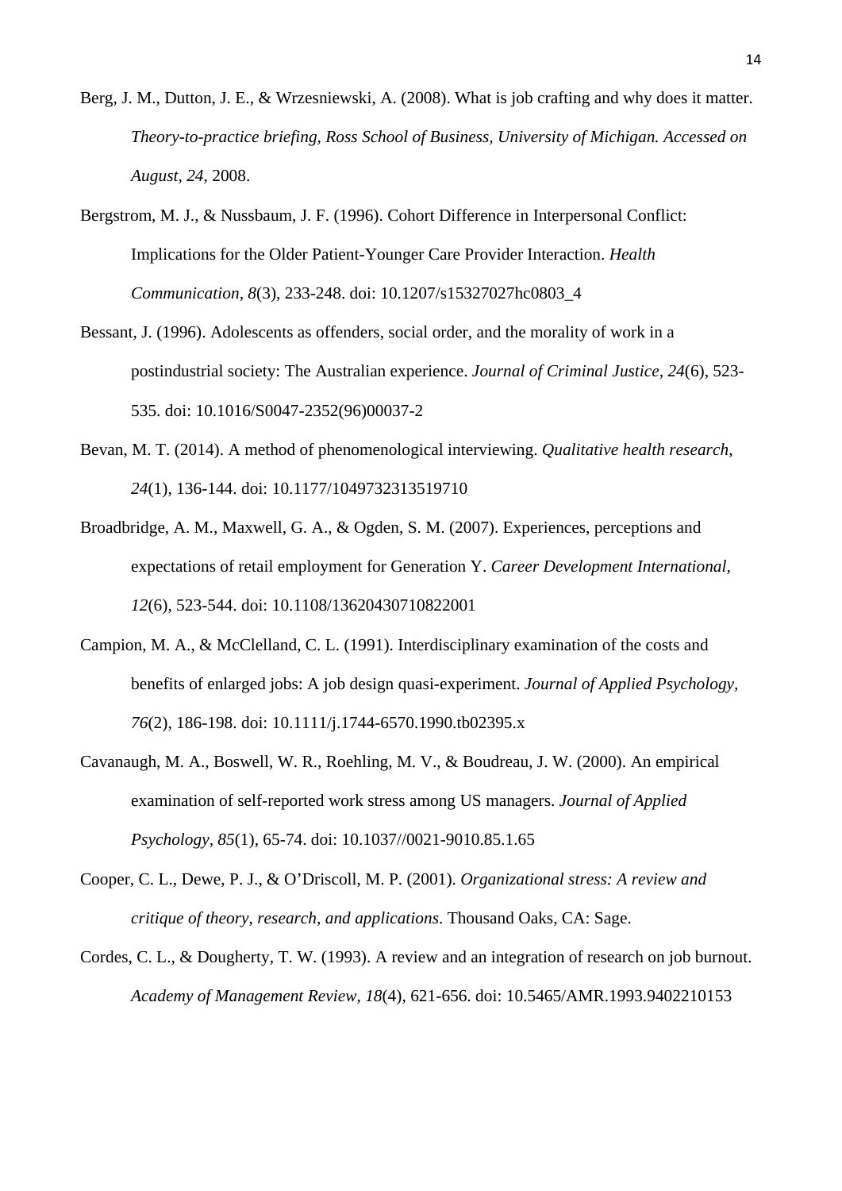Berg, J. M., Dutton, J. E., & Wrzesniewski, A. (2008). What is job crafting and why does it matter. *Theory-to-practice briefing, Ross School of Business, University of Michigan. Accessed on August, 24*, 2008.

Bergstrom, M. J., & Nussbaum, J. F. (1996). Cohort Difference in Interpersonal Conflict: Implications for the Older Patient-Younger Care Provider Interaction. *Health Communication, 8*(3), 233-248. doi: 10.1207/s15327027hc0803_4

Bessant, J. (1996). Adolescents as offenders, social order, and the morality of work in a postindustrial society: The Australian experience. *Journal of Criminal Justice*, *24*(6), 523-535. doi: 10.1016/S0047-2352(96)00037-2

Bevan, M. T. (2014). A method of phenomenological interviewing. *Qualitative health research, 24*(1), 136-144. doi: 10.1177/1049732313519710

Broadbridge, A. M., Maxwell, G. A., & Ogden, S. M. (2007). Experiences, perceptions and expectations of retail employment for Generation Y. *Career Development International, 12*(6), 523-544. doi: 10.1108/13620430710822001

Campion, M. A., & McClelland, C. L. (1991). Interdisciplinary examination of the costs and benefits of enlarged jobs: A job design quasi-experiment. *Journal of Applied Psychology, 76*(2), 186-198. doi: 10.1111/j.1744-6570.1990.tb02395.x

Cavanaugh, M. A., Boswell, W. R., Roehling, M. V., & Boudreau, J. W. (2000). An empirical examination of self-reported work stress among US managers. *Journal of Applied Psychology, 85*(1), 65-74. doi: 10.1037//0021-9010.85.1.65

Cooper, C. L., Dewe, P. J., & O'Driscoll, M. P. (2001). *Organizational stress: A review and critique of theory, research, and applications*. Thousand Oaks, CA: Sage.

Cordes, C. L., & Dougherty, T. W. (1993). A review and an integration of research on job burnout. *Academy of Management Review, 18*(4), 621-656. doi: 10.5465/AMR.1993.9402210153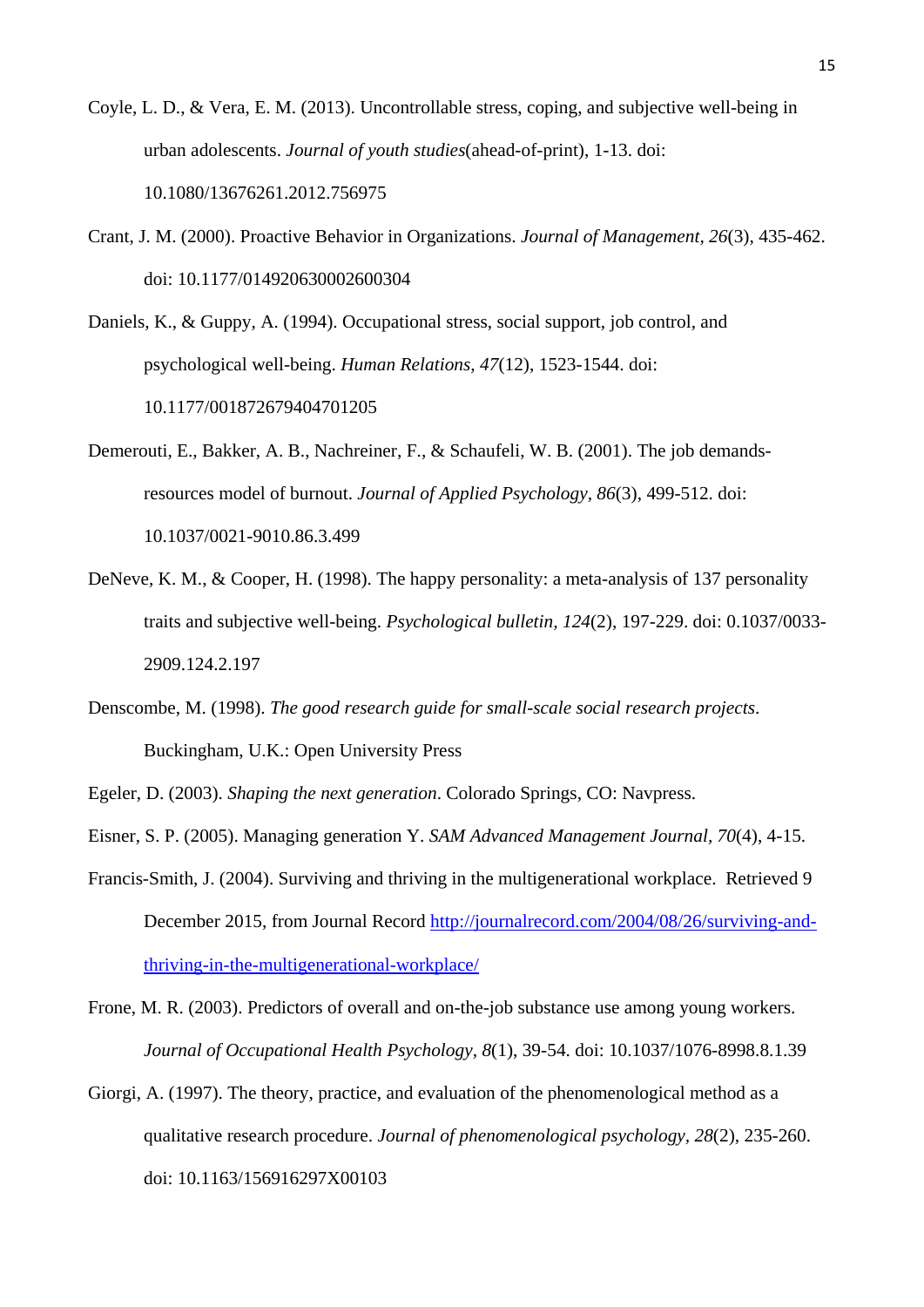Coyle, L. D., & Vera, E. M. (2013). Uncontrollable stress, coping, and subjective well-being in urban adolescents. *Journal of youth studies*(ahead-of-print), 1-13. doi: 10.1080/13676261.2012.756975

Crant, J. M. (2000). Proactive Behavior in Organizations. *Journal of Management, 26*(3), 435-462. doi: 10.1177/014920630002600304

Daniels, K., & Guppy, A. (1994). Occupational stress, social support, job control, and psychological well-being. *Human Relations, 47*(12), 1523-1544. doi: 10.1177/001872679404701205

Demerouti, E., Bakker, A. B., Nachreiner, F., & Schaufeli, W. B. (2001). The job demands-resources model of burnout. *Journal of Applied Psychology, 86*(3), 499-512. doi: 10.1037/0021-9010.86.3.499

DeNeve, K. M., & Cooper, H. (1998). The happy personality: a meta-analysis of 137 personality traits and subjective well-being. *Psychological bulletin, 124*(2), 197-229. doi: 0.1037/0033-2909.124.2.197

Denscombe, M. (1998). *The good research guide for small-scale social research projects*. Buckingham, U.K.: Open University Press

Egeler, D. (2003). *Shaping the next generation*. Colorado Springs, CO: Navpress.

Eisner, S. P. (2005). Managing generation Y. *SAM Advanced Management Journal, 70*(4), 4-15.

Francis-Smith, J. (2004). Surviving and thriving in the multigenerational workplace. Retrieved 9 December 2015, from Journal Record http://journalrecord.com/2004/08/26/surviving-and-thriving-in-the-multigenerational-workplace/

Frone, M. R. (2003). Predictors of overall and on-the-job substance use among young workers. *Journal of Occupational Health Psychology, 8*(1), 39-54. doi: 10.1037/1076-8998.8.1.39

Giorgi, A. (1997). The theory, practice, and evaluation of the phenomenological method as a qualitative research procedure. *Journal of phenomenological psychology, 28*(2), 235-260. doi: 10.1163/156916297X00103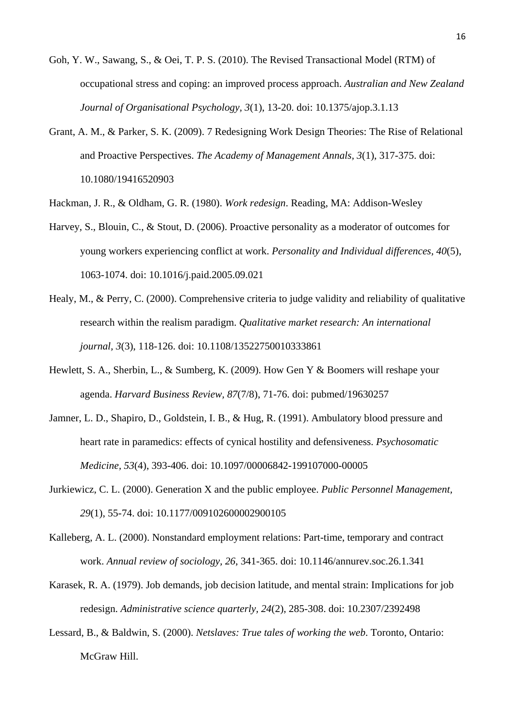Goh, Y. W., Sawang, S., & Oei, T. P. S. (2010). The Revised Transactional Model (RTM) of occupational stress and coping: an improved process approach. *Australian and New Zealand Journal of Organisational Psychology, 3*(1), 13-20. doi: 10.1375/ajop.3.1.13

Grant, A. M., & Parker, S. K. (2009). 7 Redesigning Work Design Theories: The Rise of Relational and Proactive Perspectives. *The Academy of Management Annals, 3*(1), 317-375. doi: 10.1080/19416520903

Hackman, J. R., & Oldham, G. R. (1980). *Work redesign*. Reading, MA: Addison-Wesley

Harvey, S., Blouin, C., & Stout, D. (2006). Proactive personality as a moderator of outcomes for young workers experiencing conflict at work. *Personality and Individual differences, 40*(5), 1063-1074. doi: 10.1016/j.paid.2005.09.021

Healy, M., & Perry, C. (2000). Comprehensive criteria to judge validity and reliability of qualitative research within the realism paradigm. *Qualitative market research: An international journal, 3*(3), 118-126. doi: 10.1108/13522750010333861

Hewlett, S. A., Sherbin, L., & Sumberg, K. (2009). How Gen Y & Boomers will reshape your agenda. *Harvard Business Review, 87*(7/8), 71-76. doi: pubmed/19630257

Jamner, L. D., Shapiro, D., Goldstein, I. B., & Hug, R. (1991). Ambulatory blood pressure and heart rate in paramedics: effects of cynical hostility and defensiveness. *Psychosomatic Medicine, 53*(4), 393-406. doi: 10.1097/00006842-199107000-00005

Jurkiewicz, C. L. (2000). Generation X and the public employee. *Public Personnel Management, 29*(1), 55-74. doi: 10.1177/009102600002900105

Kalleberg, A. L. (2000). Nonstandard employment relations: Part-time, temporary and contract work. *Annual review of sociology, 26*, 341-365. doi: 10.1146/annurev.soc.26.1.341

Karasek, R. A. (1979). Job demands, job decision latitude, and mental strain: Implications for job redesign. *Administrative science quarterly, 24*(2), 285-308. doi: 10.2307/2392498

Lessard, B., & Baldwin, S. (2000). *Netslaves: True tales of working the web*. Toronto, Ontario: McGraw Hill.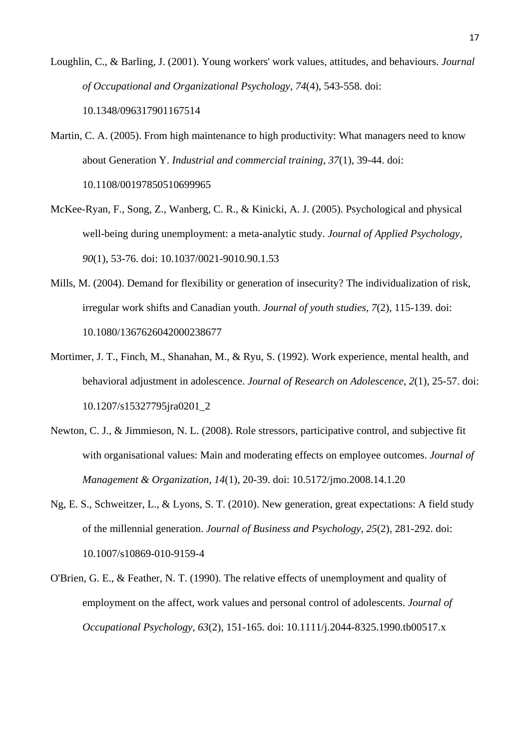Loughlin, C., & Barling, J. (2001). Young workers' work values, attitudes, and behaviours. *Journal of Occupational and Organizational Psychology, 74*(4), 543-558. doi: 10.1348/096317901167514

Martin, C. A. (2005). From high maintenance to high productivity: What managers need to know about Generation Y. *Industrial and commercial training, 37*(1), 39-44. doi: 10.1108/00197850510699965

McKee-Ryan, F., Song, Z., Wanberg, C. R., & Kinicki, A. J. (2005). Psychological and physical well-being during unemployment: a meta-analytic study. *Journal of Applied Psychology, 90*(1), 53-76. doi: 10.1037/0021-9010.90.1.53

Mills, M. (2004). Demand for flexibility or generation of insecurity? The individualization of risk, irregular work shifts and Canadian youth. *Journal of youth studies, 7*(2), 115-139. doi: 10.1080/1367626042000238677

Mortimer, J. T., Finch, M., Shanahan, M., & Ryu, S. (1992). Work experience, mental health, and behavioral adjustment in adolescence. *Journal of Research on Adolescence, 2*(1), 25-57. doi: 10.1207/s15327795jra0201_2

Newton, C. J., & Jimmieson, N. L. (2008). Role stressors, participative control, and subjective fit with organisational values: Main and moderating effects on employee outcomes. *Journal of Management & Organization, 14*(1), 20-39. doi: 10.5172/jmo.2008.14.1.20

Ng, E. S., Schweitzer, L., & Lyons, S. T. (2010). New generation, great expectations: A field study of the millennial generation. *Journal of Business and Psychology, 25*(2), 281-292. doi: 10.1007/s10869-010-9159-4

O'Brien, G. E., & Feather, N. T. (1990). The relative effects of unemployment and quality of employment on the affect, work values and personal control of adolescents. *Journal of Occupational Psychology, 63*(2), 151-165. doi: 10.1111/j.2044-8325.1990.tb00517.x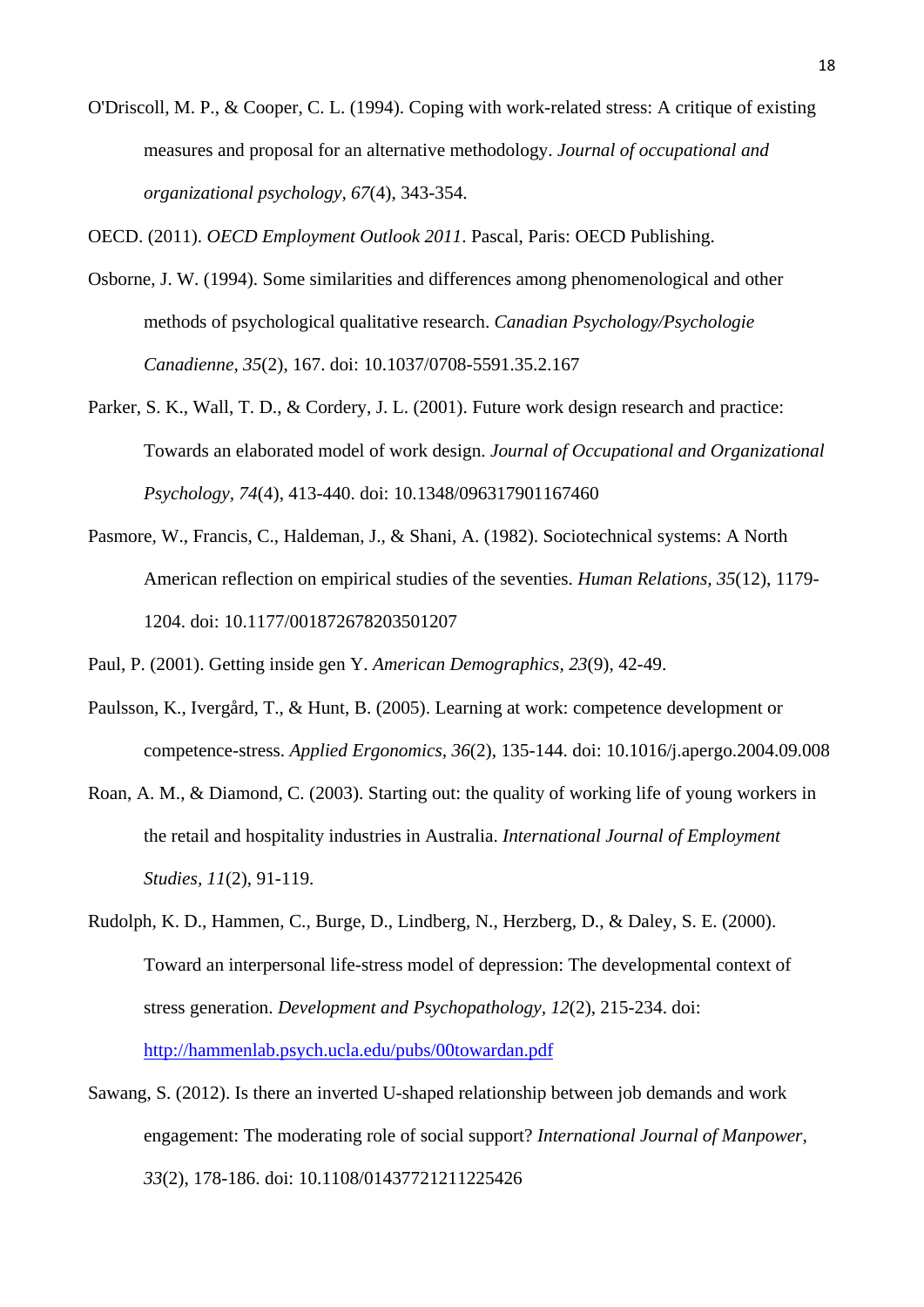O'Driscoll, M. P., & Cooper, C. L. (1994). Coping with work-related stress: A critique of existing measures and proposal for an alternative methodology. *Journal of occupational and organizational psychology, 67*(4), 343-354.

OECD. (2011). *OECD Employment Outlook 2011*. Pascal, Paris: OECD Publishing.

Osborne, J. W. (1994). Some similarities and differences among phenomenological and other methods of psychological qualitative research. *Canadian Psychology/Psychologie Canadienne, 35*(2), 167. doi: 10.1037/0708-5591.35.2.167

Parker, S. K., Wall, T. D., & Cordery, J. L. (2001). Future work design research and practice: Towards an elaborated model of work design. *Journal of Occupational and Organizational Psychology, 74*(4), 413-440. doi: 10.1348/096317901167460

Pasmore, W., Francis, C., Haldeman, J., & Shani, A. (1982). Sociotechnical systems: A North American reflection on empirical studies of the seventies. *Human Relations, 35*(12), 1179-1204. doi: 10.1177/001872678203501207

Paul, P. (2001). Getting inside gen Y. *American Demographics, 23*(9), 42-49.

Paulsson, K., Ivergård, T., & Hunt, B. (2005). Learning at work: competence development or competence-stress. *Applied Ergonomics, 36*(2), 135-144. doi: 10.1016/j.apergo.2004.09.008

Roan, A. M., & Diamond, C. (2003). Starting out: the quality of working life of young workers in the retail and hospitality industries in Australia. *International Journal of Employment Studies, 11*(2), 91-119.

Rudolph, K. D., Hammen, C., Burge, D., Lindberg, N., Herzberg, D., & Daley, S. E. (2000). Toward an interpersonal life-stress model of depression: The developmental context of stress generation. *Development and Psychopathology, 12*(2), 215-234. doi: http://hammenlab.psych.ucla.edu/pubs/00towardan.pdf

Sawang, S. (2012). Is there an inverted U-shaped relationship between job demands and work engagement: The moderating role of social support? *International Journal of Manpower, 33*(2), 178-186. doi: 10.1108/01437721211225426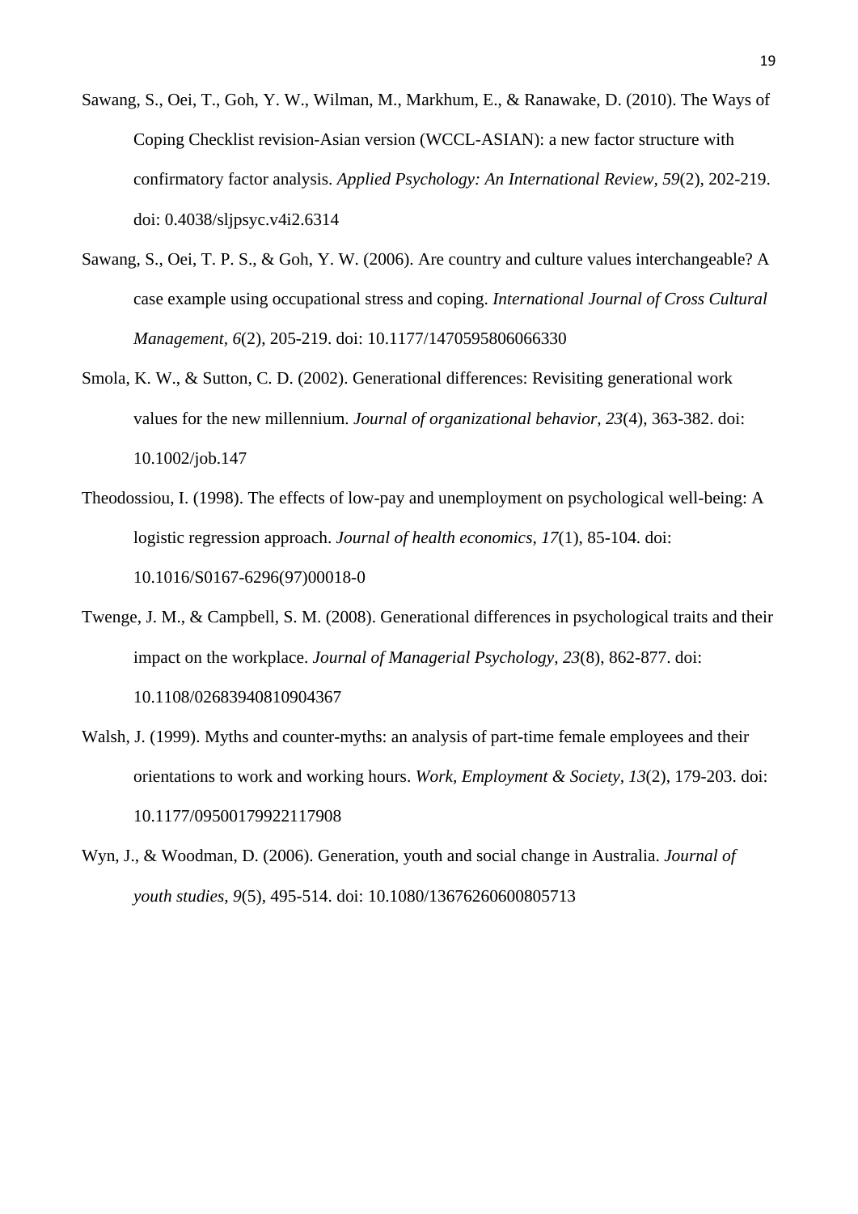Sawang, S., Oei, T., Goh, Y. W., Wilman, M., Markhum, E., & Ranawake, D. (2010). The Ways of Coping Checklist revision-Asian version (WCCL-ASIAN): a new factor structure with confirmatory factor analysis. *Applied Psychology: An International Review, 59*(2), 202-219. doi: 0.4038/sljpsyc.v4i2.6314

Sawang, S., Oei, T. P. S., & Goh, Y. W. (2006). Are country and culture values interchangeable? A case example using occupational stress and coping. *International Journal of Cross Cultural Management, 6*(2), 205-219. doi: 10.1177/1470595806066330

Smola, K. W., & Sutton, C. D. (2002). Generational differences: Revisiting generational work values for the new millennium. *Journal of organizational behavior, 23*(4), 363-382. doi: 10.1002/job.147

Theodossiou, I. (1998). The effects of low-pay and unemployment on psychological well-being: A logistic regression approach. *Journal of health economics, 17*(1), 85-104. doi: 10.1016/S0167-6296(97)00018-0

Twenge, J. M., & Campbell, S. M. (2008). Generational differences in psychological traits and their impact on the workplace. *Journal of Managerial Psychology, 23*(8), 862-877. doi: 10.1108/02683940810904367

Walsh, J. (1999). Myths and counter-myths: an analysis of part-time female employees and their orientations to work and working hours. *Work, Employment & Society, 13*(2), 179-203. doi: 10.1177/09500179922117908

Wyn, J., & Woodman, D. (2006). Generation, youth and social change in Australia. *Journal of youth studies, 9*(5), 495-514. doi: 10.1080/13676260600805713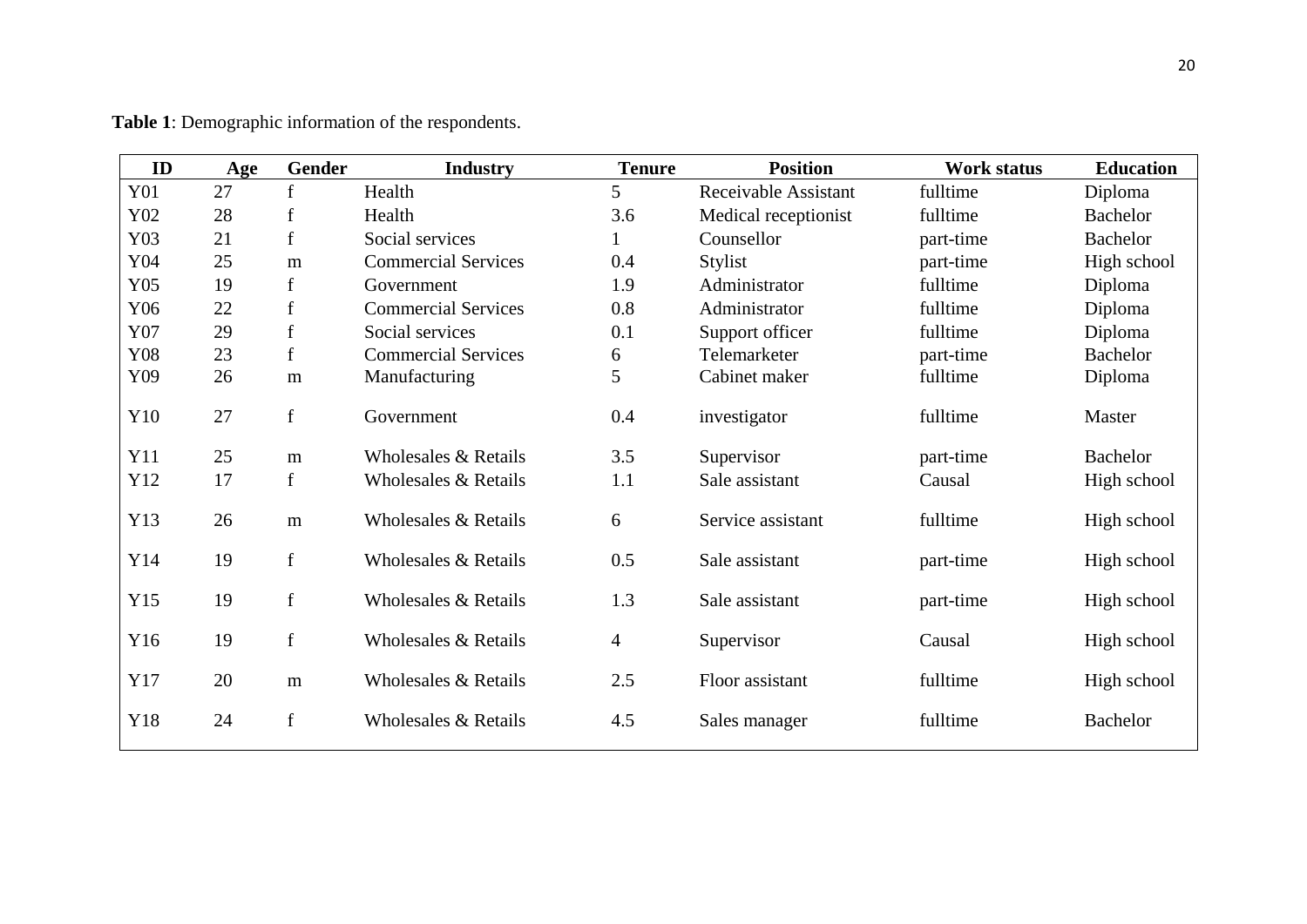**Table 1**: Demographic information of the respondents.

| ID | Age | Gender | Industry | Tenure | Position | Work status | Education |
|---|---|---|---|---|---|---|---|
| Y01 | 27 | f | Health | 5 | Receivable Assistant | fulltime | Diploma |
| Y02 | 28 | f | Health | 3.6 | Medical receptionist | fulltime | Bachelor |
| Y03 | 21 | f | Social services | 1 | Counsellor | part-time | Bachelor |
| Y04 | 25 | m | Commercial Services | 0.4 | Stylist | part-time | High school |
| Y05 | 19 | f | Government | 1.9 | Administrator | fulltime | Diploma |
| Y06 | 22 | f | Commercial Services | 0.8 | Administrator | fulltime | Diploma |
| Y07 | 29 | f | Social services | 0.1 | Support officer | fulltime | Diploma |
| Y08 | 23 | f | Commercial Services | 6 | Telemarketer | part-time | Bachelor |
| Y09 | 26 | m | Manufacturing | 5 | Cabinet maker | fulltime | Diploma |
| Y10 | 27 | f | Government | 0.4 | investigator | fulltime | Master |
| Y11 | 25 | m | Wholesales & Retails | 3.5 | Supervisor | part-time | Bachelor |
| Y12 | 17 | f | Wholesales & Retails | 1.1 | Sale assistant | Causal | High school |
| Y13 | 26 | m | Wholesales & Retails | 6 | Service assistant | fulltime | High school |
| Y14 | 19 | f | Wholesales & Retails | 0.5 | Sale assistant | part-time | High school |
| Y15 | 19 | f | Wholesales & Retails | 1.3 | Sale assistant | part-time | High school |
| Y16 | 19 | f | Wholesales & Retails | 4 | Supervisor | Causal | High school |
| Y17 | 20 | m | Wholesales & Retails | 2.5 | Floor assistant | fulltime | High school |
| Y18 | 24 | f | Wholesales & Retails | 4.5 | Sales manager | fulltime | Bachelor |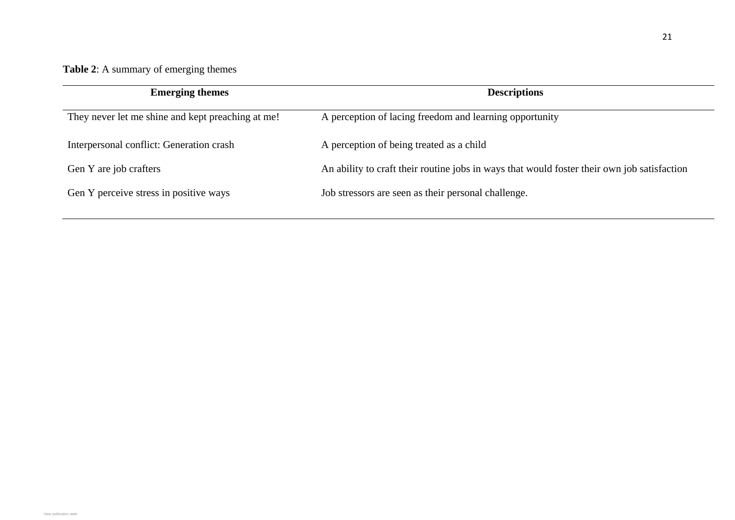**Table 2**: A summary of emerging themes

| Emerging themes | Descriptions |
|---|---|
| They never let me shine and kept preaching at me! | A perception of lacing freedom and learning opportunity |
| Interpersonal conflict: Generation crash | A perception of being treated as a child |
| Gen Y are job crafters | An ability to craft their routine jobs in ways that would foster their own job satisfaction |
| Gen Y perceive stress in positive ways | Job stressors are seen as their personal challenge. |